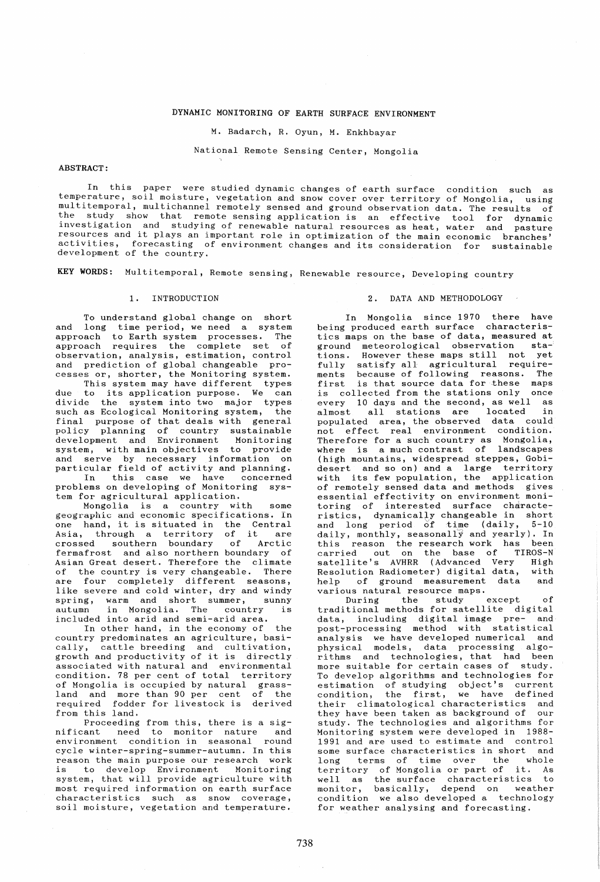# DYNAMIC MONITORING OF EARTH SURFACE ENVIRONMENT

M. Badarch, R. Oyun, M. Enkhbayar

National Remote Sensing Center, Mongolia

ABSTRACT:

In this paper were studied dynamic changes of earth surface condition such as temperature, soil moisture, vegetation and snow cover over territory of Mongolia, using multitemporal, multichannel remotely sensed and ground observation data. The results of the study show that remote sensing application is an effective tool for dynamic investigation and studying of renewable natural resources as heat, water and pasture resources and it plays an important role in optimization of the main economic branches' activities, forecasting of environment changes and its consideration for sustainable development of the country.

**KEY WORDS:** Multitemporal, Remote sensing, Renewable resource, Developing country

## 1. INTRODUCTION

To understand global change on short and long time period, we need a system approach to Earth system processes. The approach requires the complete set of observation, analysis, estimation, control and prediction of global changeable processes or, shorter, the Monitoring system.

This system may have different types due to its application purpose. We can divide the system into two major types such as Ecological Monitoring system, the final purpose of that deals with general policy planning of country sustainable development and Environment Monitoring system, with main objectives to provide and serve by necessary information on particular field of activity and planning.

In this case we have concerned problems on developing of Monitoring system for agricultural application.

Mongolia is a country with some geographic and economic specifications. In one hand, it is situated in the Central Asia, through a territory of it are crossed southern boundary of Arctic fermafrost and also northern boundary of Asian Great desert. Therefore the climate of the country is very changeable. There are four completely different seasons, like severe and cold winter, dry and windy spring, warm and short summer, sunny autumn in Mongolia. The country is included into arid and semi-arid area.

In other hand, in the economy of the country predominates an agriculture, basically, cattle breeding and cultivation, growth and productivity of it is directly associated with natural and environmental condition. 78 per cent of total territory of Mongolia is occupied by natural grassland and more than 90 per cent of the required fodder for livestock is derived from this land.

Proceeding from this, there is a significant need to monitor nature and environment condition in seasonal round cycle winter-spring-summer-autumn. In this reason the main purpose our research work is to develop Environment Monitoring system, that will provide agriculture with most required information on earth surface characteristics such as snow coverage, soil moisture, vegetation and temperature.

## 2. DATA AND METHODOLOGY

In Mongolia since 1970 there have being produced earth surface characteristics maps on the base of data, measured at ground meteorological observation stations. However these maps still not yet fully satisfy all agricultural requirements because of following reasons. The first is that source data for these maps is collected from the stations only once every 10 days and the second, as well as almost all stations are located in populated area, the observed data could not effect real environment condition. Therefore for a such country as Mongolia, where is a much contrast of landscapes (high mountains, widespread steppes, Gobi-desert and so on) and a large territory with its few population, the application of remotely sensed data and methods gives essential effectivity on environment monitoring of interested surface characteristics, dynamically changeable in short and long period of time (daily, 5-10 daily, monthly, seasonally and yearly). In this reason the research work has been carried out on the base of TIROS-N satellite's AVHRR (Advanced Very High Resolution Radiometer) digital data, with help of ground measurement data and various natural resource maps.

During the study except of traditional methods for satellite digital data, including digital image pre- and post-processing method with statistical analysis we have developed numerical and physical models, data processing algorithms and technologies, that had been more suitable for certain cases of study. To develop algorithms and technologies for estimation of studying object's current condition, the first, we have defined their climatological characteristics and they have been taken as background of our study. The technologies and algorithms for Monitoring system were developed in 1988-1991 and are used to estimate and control some surface characteristics in short and long terms of time over the whole territory of Mongolia or part of it. As well as the surface characteristics to monitor, basically, depend on weather condition we also developed a technology for weather analysing and forecasting.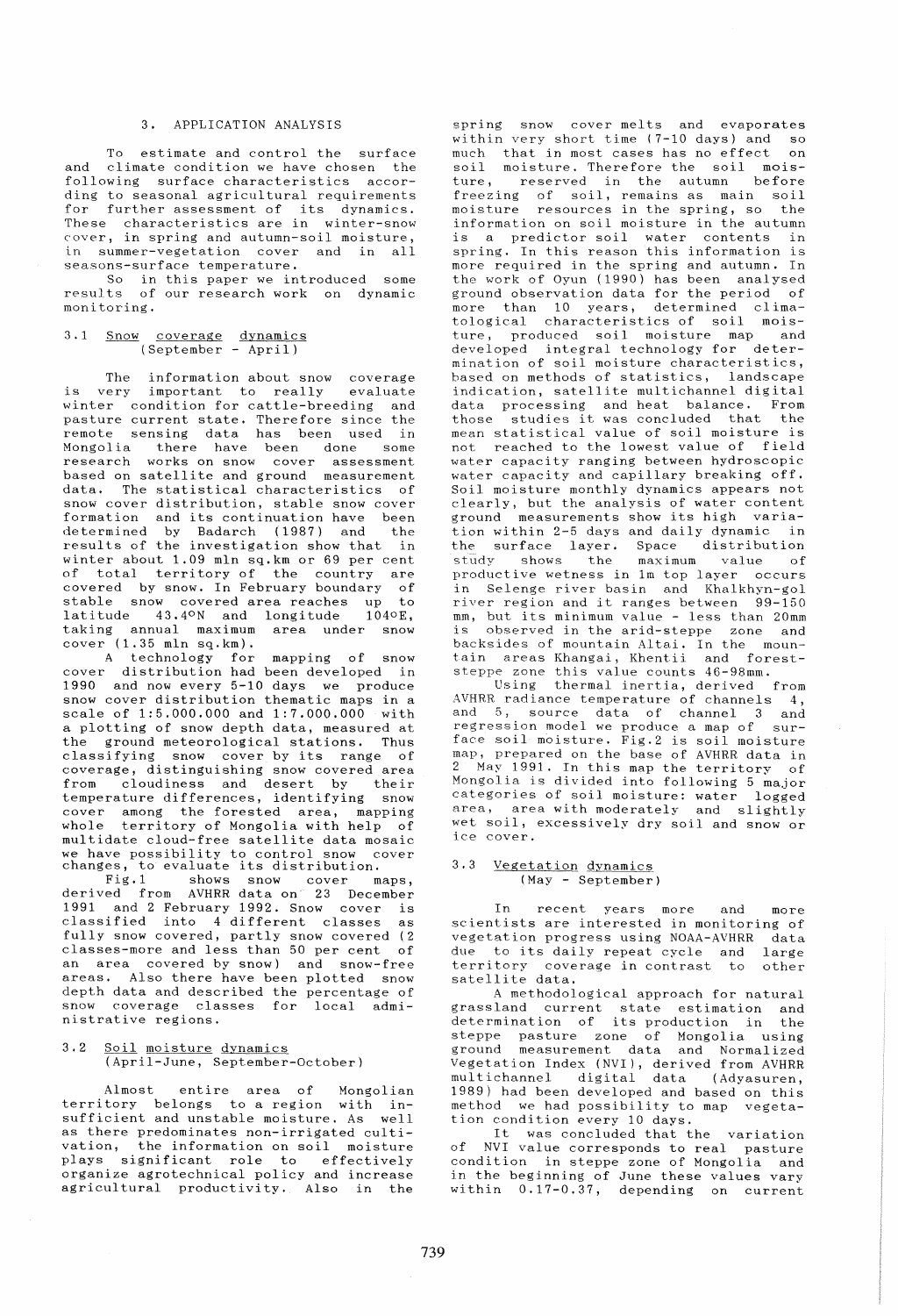## 3. APPLICATION ANALYSIS

To estimate and control the surface and climate condition we have chosen the following surface characteristics according to seasonal agricultural requirements for further assessment of its dynamics. These characteristics are in winter-snow cover, in spring and autumn-soil moisture, in summer-vegetation cover and in all seasons-surface temperature.

So in this paper we introduced some results of our research work on dynamic monitoring.

### 3.1 Snow coverage dynamics (September - April)

The information about snow coverage is very important to really evaluate winter condition for cattle-breeding and pasture current state. Therefore since the remote sensing data has been used in Mongolia there have been done some research works on snow cover assessment based on satellite and ground measurement data. The statistical characteristics of snow cover distribution, stable snow cover formation and its continuation have been determined by Badarch (1987) and the results of the investigation show that in winter about 1.09 mln sq.km or 69 per cent of total territory of the country are covered by snow. In February boundary of stable snow covered area reaches up to latitude 43.4°N and longitude 104°E, taking annual maximum area under snow cover (1.35 mln sq.km).

A technology for mapping of snow cover distribution had been developed in 1990 and now every 5-10 days we produce snow cover distribution thematic maps in a scale of 1:5.000.000 and 1:7.000.000 with a plotting of snow depth data, measured at the ground meteorological stations. Thus classifying snow cover by its range of coverage, distinguishing snow covered area from cloudiness and desert by their temperature differences, identifying snow cover among the forested area, mapping whole territory of Mongolia with help of multidate cloud-free satellite data mosaic we have possibility to control snow cover changes, to evaluate its distribution.

Fig.1 shows snow cover maps, derived from AVHRR data on 23 December 1991 and 2 February 1992. Snow cover is classified into 4 different classes as fully snow covered, partly snow covered (2 classes-more and less than 50 per cent of an area covered by snow) and snow-free areas. Also there have been plotted snow depth data and described the percentage of snow coverage classes for local administrative regions.

### 3.2 Soil moisture dynamics (April-June, September-October)

Almost entire area of Mongolian territory belongs to a region with insufficient and unstable moisture. As well as there predominates non-irrigated cultivation, the information on soil moisture plays significant role to effectively organize agrotechnical policy and increase agricultural productivity. Also in the spring snow cover melts and evaporates within very short time (7-10 days) and so much that in most cases has no effect on soil moisture. Therefore the soil moisture, reserved in the autumn before freezing of soil, remains as main soil moisture resources in the spring, so the information on soil moisture in the autumn is a predictor soil water contents in spring. In this reason this information is more required in the spring and autumn. In the work of Oyun (1990) has been analysed ground observation data for the period of more than 10 years, determined climatological characteristics of soil moisture, produced soil moisture map and developed integral technology for determination of soil moisture characteristics, based on methods of statistics, landscape indication, satellite multichannel digital data processing and heat balance. From those studies it was concluded that the mean statistical value of soil moisture is not reached to the lowest value of field water capacity ranging between hydroscopic water capacity and capillary breaking off. Soil moisture monthly dynamics appears not clearly, but the analysis of water content ground measurements show its high variation within 2-5 days and daily dynamic in the surface layer. Space distribution study shows the maximum value of productive wetness in 1m top layer occurs in Selenge river basin and Khalkhyn-gol river region and it ranges between 99-150 mm, but its minimum value - less than 20mm is observed in the arid-steppe zone and backsides of mountain Altai. In the mountain areas Khangai, Khentii and forest-steppe zone this value counts 46-98mm.

Using thermal inertia, derived from AVHRR radiance temperature of channels 4, and 5, source data of channel 3 and regression model we produce a map of surface soil moisture. Fig.2 is soil moisture map, prepared on the base of AVHRR data in 2 May 1991. In this map the territory of Mongolia is divided into following 5 major categories of soil moisture: water logged area, area with moderately and slightly wet soil, excessively dry soil and snow or ice cover.

### 3.3 Vegetation dynamics (May - September)

In recent years more and more scientists are interested in monitoring of vegetation progress using NOAA-AVHRR data due to its daily repeat cycle and large territory coverage in contrast to other satellite data.

A methodological approach for natural grassland current state estimation and determination of its production in the steppe pasture zone of Mongolia using ground measurement data and Normalized Vegetation Index (NVI), derived from AVHRR multichannel digital data (Adyasuren, 1989) had been developed and based on this method we had possibility to map vegetation condition every 10 days.

It was concluded that the variation of NVI value corresponds to real pasture condition in steppe zone of Mongolia and in the beginning of June these values vary within 0.17-0.37, depending on current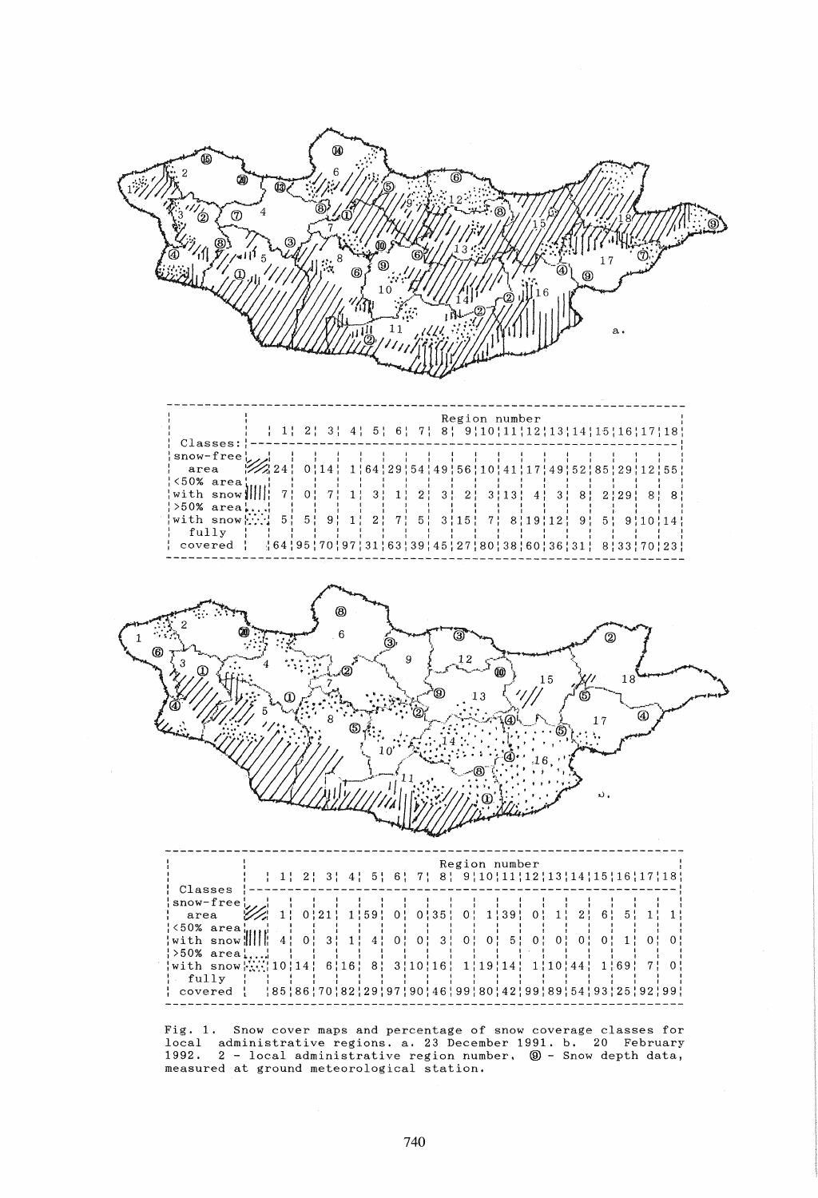| Classes: | 1 | 2 | 3 | 4 | 5 | 6 | 7 | 8 | 9 | 10 | 11 | 12 | 13 | 14 | 15 | 16 | 17 | 18 |
|---|---|---|---|---|---|---|---|---|---|---|---|---|---|---|---|---|---|---|
| | Region number | | | | | | | | | | | | | | | | | |
| snow-free area | 24 | 0 | 14 | 1 | 64 | 29 | 54 | 49 | 56 | 10 | 41 | 17 | 49 | 52 | 85 | 29 | 12 | 55 |
| <50% area with snow | 7 | 0 | 7 | 1 | 3 | 1 | 2 | 3 | 2 | 3 | 13 | 4 | 3 | 8 | 2 | 29 | 8 | 8 |
| >50% area with snow | 5 | 5 | 9 | 1 | 2 | 7 | 5 | 3 | 15 | 7 | 8 | 19 | 12 | 9 | 5 | 9 | 10 | 14 |
| fully covered | 64 | 95 | 70 | 97 | 31 | 63 | 39 | 45 | 27 | 80 | 38 | 60 | 36 | 31 | 8 | 33 | 70 | 23 |

| Classes | 1 | 2 | 3 | 4 | 5 | 6 | 7 | 8 | 9 | 10 | 11 | 12 | 13 | 14 | 15 | 16 | 17 | 18 |
|---|---|---|---|---|---|---|---|---|---|---|---|---|---|---|---|---|---|---|
| | Region number | | | | | | | | | | | | | | | | | |
| snow-free area | 1 | 0 | 21 | 1 | 59 | 0 | 0 | 35 | 0 | 1 | 39 | 0 | 1 | 2 | 6 | 5 | 1 | 1 |
| <50% area with snow | 4 | 0 | 3 | 1 | 4 | 0 | 0 | 3 | 0 | 0 | 5 | 0 | 0 | 0 | 0 | 1 | 0 | 0 |
| >50% area with snow | 10 | 14 | 6 | 16 | 8 | 3 | 10 | 16 | 1 | 19 | 14 | 1 | 10 | 44 | 1 | 69 | 7 | 0 |
| fully covered | 85 | 86 | 70 | 82 | 29 | 97 | 90 | 46 | 99 | 80 | 42 | 99 | 89 | 54 | 93 | 25 | 92 | 99 |

Fig. 1. Snow cover maps and percentage of snow coverage classes for local administrative regions. a. 23 December 1991. b. 20 February 1992. 2 - local administrative region number, ⑨ - Snow depth data, measured at ground meteorological station.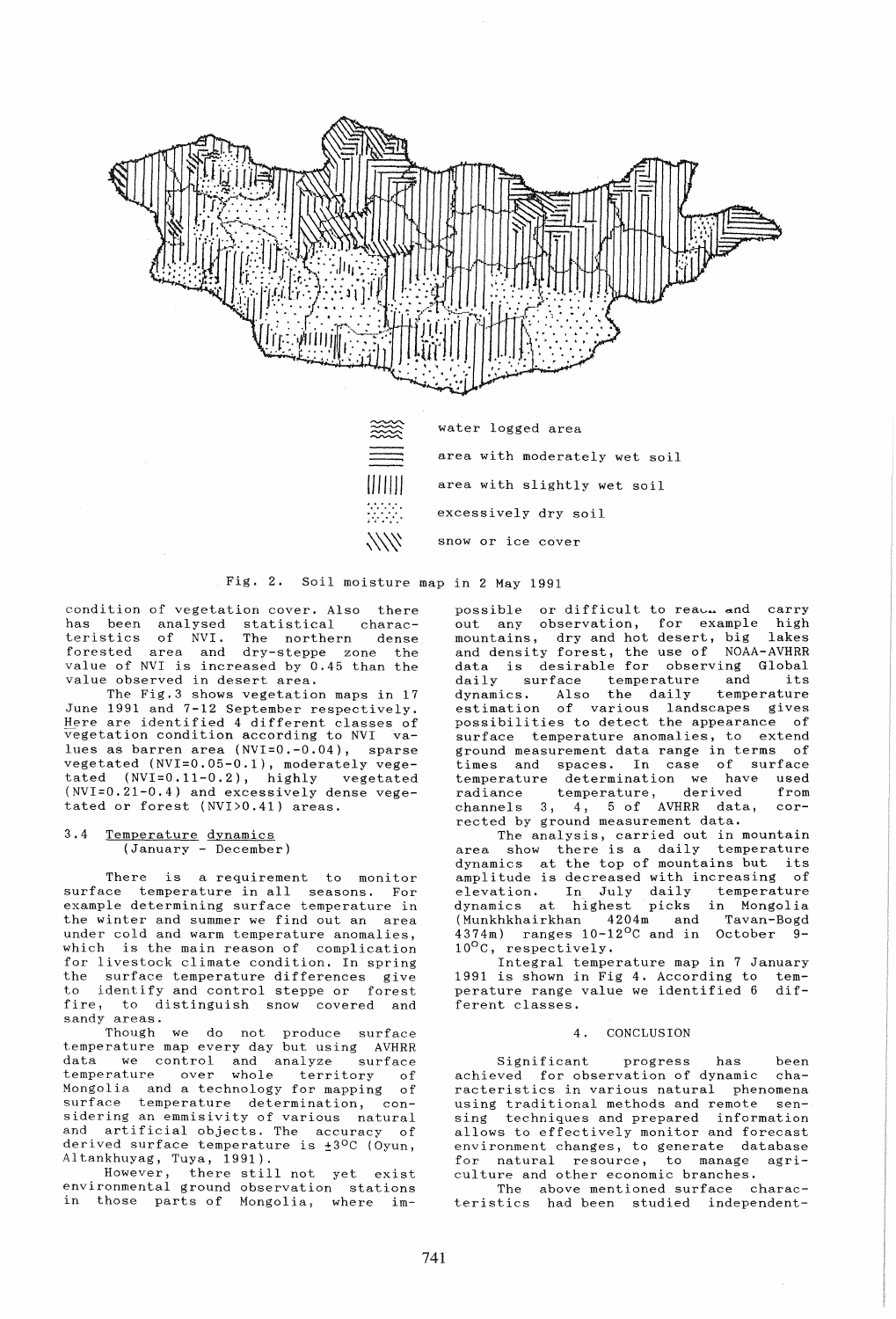water logged area

area with moderately wet soil

area with slightly wet soil

excessively dry soil

snow or ice cover

Fig. 2. Soil moisture map in 2 May 1991

condition of vegetation cover. Also there has been analysed statistical characteristics of NVI. The northern dense forested area and dry-steppe zone the value of NVI is increased by 0.45 than the value observed in desert area.

The Fig.3 shows vegetation maps in 17 June 1991 and 7-12 September respectively. Here are identified 4 different classes of vegetation condition according to NVI values as barren area (NVI=0.-0.04), sparse vegetated (NVI=0.05-0.1), moderately vegetated (NVI=0.11-0.2), highly vegetated (NVI=0.21-0.4) and excessively dense vegetated or forest (NVI>0.41) areas.

### 3.4 Temperature dynamics (January - December)

There is a requirement to monitor surface temperature in all seasons. For example determining surface temperature in the winter and summer we find out an area under cold and warm temperature anomalies, which is the main reason of complication for livestock climate condition. In spring the surface temperature differences give to identify and control steppe or forest fire, to distinguish snow covered and sandy areas.

Though we do not produce surface temperature map every day but using AVHRR data we control and analyze surface temperature over whole territory of Mongolia and a technology for mapping of surface temperature determination, considering an emmisivity of various natural and artificial objects. The accuracy of derived surface temperature is $\pm 3^{o}C$ (Oyun, Altankhuyag, Tuya, 1991).

However, there still not yet exist environmental ground observation stations in those parts of Mongolia, where impossible or difficult to reach and carry out any observation, for example high mountains, dry and hot desert, big lakes and density forest, the use of NOAA-AVHRR data is desirable for observing Global daily surface temperature and its dynamics. Also the daily temperature estimation of various landscapes gives possibilities to detect the appearance of surface temperature anomalies, to extend ground measurement data range in terms of times and spaces. In case of surface temperature determination we have used radiance temperature, derived from channels 3, 4, 5 of AVHRR data, corrected by ground measurement data.

The analysis, carried out in mountain area show there is a daily temperature dynamics at the top of mountains but its amplitude is decreased with increasing of elevation. In July daily temperature dynamics at highest picks in Mongolia (Munkhkhairkhan 4204m and Tavan-Bogd 4374m) ranges 10-12$^{o}$C and in October 9-10$^{o}$C, respectively.

Integral temperature map in 7 January 1991 is shown in Fig 4. According to temperature range value we identified 6 different classes.

## 4. CONCLUSION

Significant progress has been achieved for observation of dynamic characteristics in various natural phenomena using traditional methods and remote sensing techniques and prepared information allows to effectively monitor and forecast environment changes, to generate database for natural resource, to manage agriculture and other economic branches.

The above mentioned surface characteristics had been studied independent-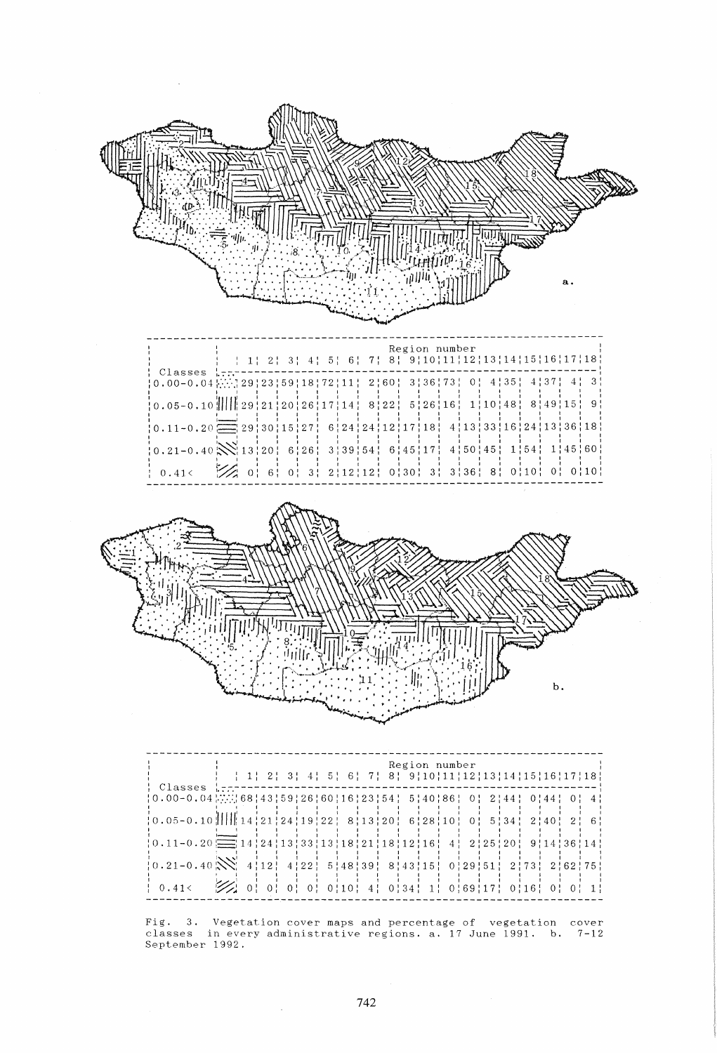| Classes | Region number | | | | | | | | | | | | | | | | | |
|---|---|---|---|---|---|---|---|---|---|---|---|---|---|---|---|---|---|---|
| | 1 | 2 | 3 | 4 | 5 | 6 | 7 | 8 | 9 | 10 | 11 | 12 | 13 | 14 | 15 | 16 | 17 | 18 |
| 0.00-0.04 | 29 | 23 | 59 | 18 | 72 | 11 | 2 | 60 | 3 | 36 | 73 | 0 | 4 | 35 | 4 | 37 | 4 | 3 |
| 0.05-0.10 | 29 | 21 | 20 | 26 | 17 | 14 | 8 | 22 | 5 | 26 | 16 | 1 | 10 | 48 | 8 | 49 | 15 | 9 |
| 0.11-0.20 | 29 | 30 | 15 | 27 | 6 | 24 | 24 | 12 | 17 | 18 | 4 | 13 | 33 | 16 | 24 | 13 | 36 | 18 |
| 0.21-0.40 | 13 | 20 | 6 | 26 | 3 | 39 | 54 | 6 | 45 | 17 | 4 | 50 | 45 | 1 | 54 | 1 | 45 | 60 |
| 0.41< | 0 | 6 | 0 | 3 | 2 | 12 | 12 | 0 | 30 | 3 | 3 | 36 | 8 | 0 | 10 | 0 | 0 | 10 |

| Classes | Region number | | | | | | | | | | | | | | | | | |
|---|---|---|---|---|---|---|---|---|---|---|---|---|---|---|---|---|---|---|
| | 1 | 2 | 3 | 4 | 5 | 6 | 7 | 8 | 9 | 10 | 11 | 12 | 13 | 14 | 15 | 16 | 17 | 18 |
| 0.00-0.04 | 68 | 43 | 59 | 26 | 60 | 16 | 23 | 54 | 5 | 40 | 86 | 0 | 2 | 44 | 0 | 44 | 0 | 4 |
| 0.05-0.10 | 14 | 21 | 24 | 19 | 22 | 8 | 13 | 20 | 6 | 28 | 10 | 0 | 5 | 34 | 2 | 40 | 2 | 6 |
| 0.11-0.20 | 14 | 24 | 13 | 33 | 13 | 18 | 21 | 18 | 12 | 16 | 4 | 2 | 25 | 20 | 9 | 14 | 36 | 14 |
| 0.21-0.40 | 4 | 12 | 4 | 22 | 5 | 48 | 39 | 8 | 43 | 15 | 0 | 29 | 51 | 2 | 73 | 2 | 62 | 75 |
| 0.41< | 0 | 0 | 0 | 0 | 0 | 10 | 4 | 0 | 34 | 1 | 0 | 69 | 17 | 0 | 16 | 0 | 0 | 1 |

Fig. 3. Vegetation cover maps and percentage of vegetation cover classes in every administrative regions. a. 17 June 1991. b. 7-12 September 1992.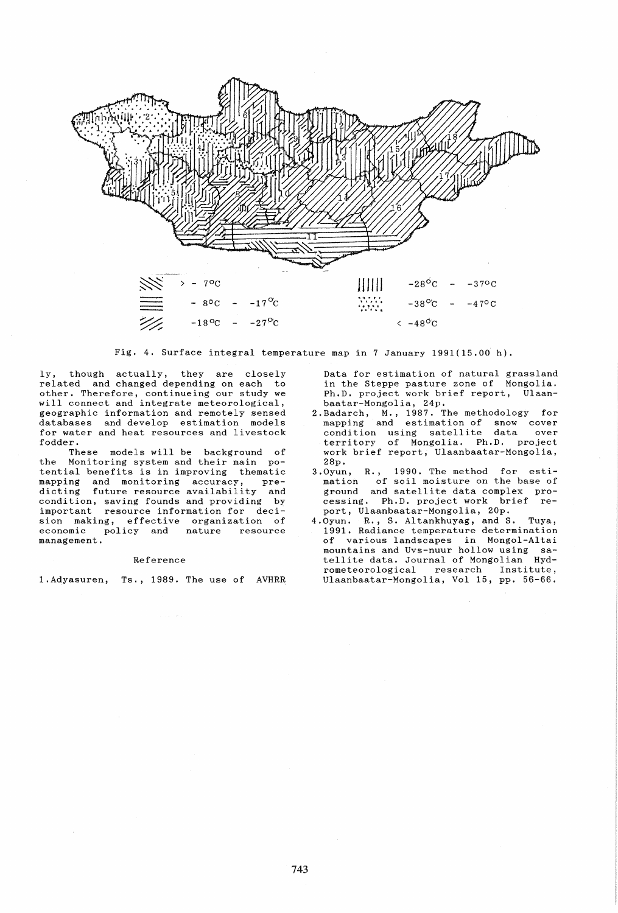> - 7°C

- 8°C - -17°C

-18°C - -27°C

-28°C - -37°C

-38°C - -47°C

< -48°C

Fig. 4. Surface integral temperature map in 7 January 1991(15.00 h).

ly, though actually, they are closely related and changed depending on each to other. Therefore, continueing our study we will connect and integrate meteorological, geographic information and remotely sensed databases and develop estimation models for water and heat resources and livestock fodder.

These models will be background of the Monitoring system and their main potential benefits is in improving thematic mapping and monitoring accuracy, predicting future resource availability and condition, saving founds and providing by important resource information for decision making, effective organization of economic policy and nature resource management.

## Reference

1. Adyasuren, Ts., 1989. The use of AVHRR Data for estimation of natural grassland in the Steppe pasture zone of Mongolia. Ph.D. project work brief report, Ulaanbaatar-Mongolia, 24p.
2. Badarch, M., 1987. The methodology for mapping and estimation of snow cover condition using satellite data over territory of Mongolia. Ph.D. project work brief report, Ulaanbaatar-Mongolia, 28p.
3. Oyun, R., 1990. The method for estimation of soil moisture on the base of ground and satellite data complex processing. Ph.D. project work brief report, Ulaanbaatar-Mongolia, 20p.
4. Oyun. R., S. Altankhuyag, and S. Tuya, 1991. Radiance temperature determination of various landscapes in Mongol-Altai mountains and Uvs-nuur hollow using satellite data. Journal of Mongolian Hydrometeorological research Institute, Ulaanbaatar-Mongolia, Vol 15, pp. 56-66.